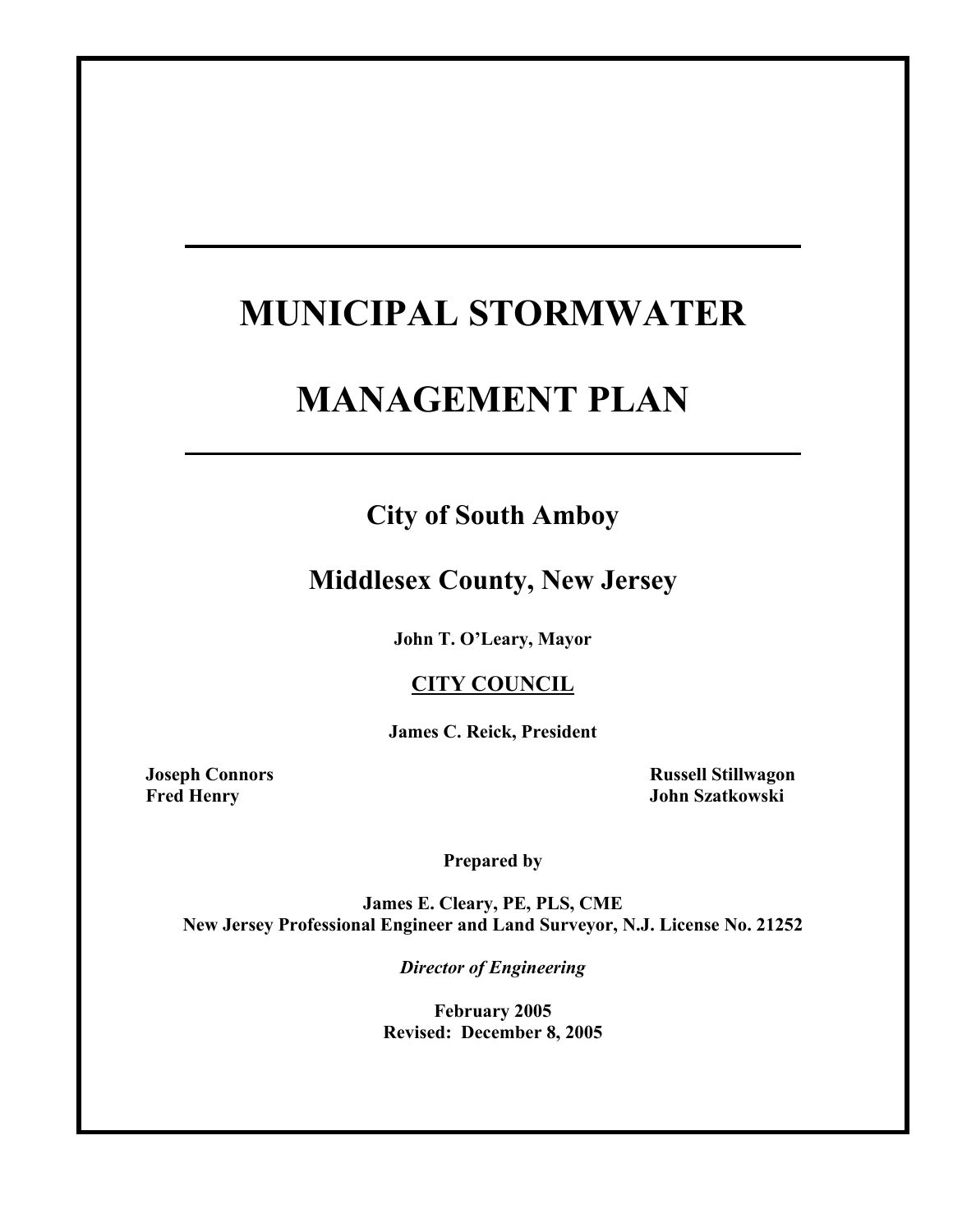# MUNICIPAL STORMWATER MANAGEMENT PLAN

## City of South Amboy

## Middlesex County, New Jersey

**John T. O'Leary, Mayor**

**CITY COUNCIL**

**James C. Reick, President**

**Joseph Connors**
**Fred Henry**
**Russell Stillwagon**
**John Szatkowski**

**Prepared by**

**James E. Cleary, PE, PLS, CME**
**New Jersey Professional Engineer and Land Surveyor, N.J. License No. 21252**

***Director of Engineering***

**February 2005**
**Revised: December 8, 2005**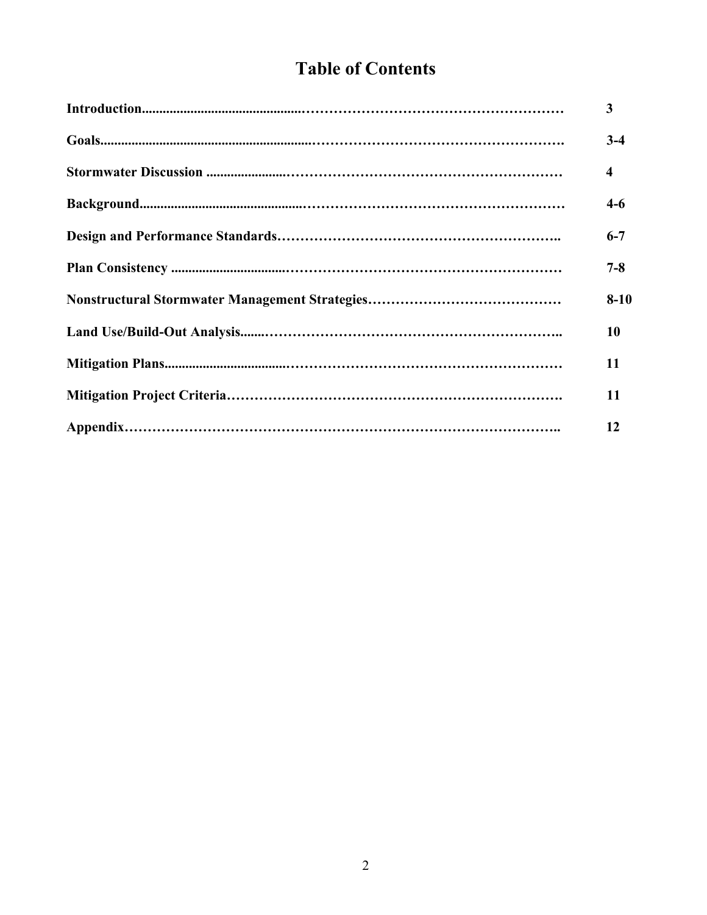# Table of Contents

| Section | Page |
|---|---|
| **Introduction** | **3** |
| **Goals** | **3-4** |
| **Stormwater Discussion** | **4** |
| **Background** | **4-6** |
| **Design and Performance Standards** | **6-7** |
| **Plan Consistency** | **7-8** |
| **Nonstructural Stormwater Management Strategies** | **8-10** |
| **Land Use/Build-Out Analysis** | **10** |
| **Mitigation Plans** | **11** |
| **Mitigation Project Criteria** | **11** |
| **Appendix** | **12** |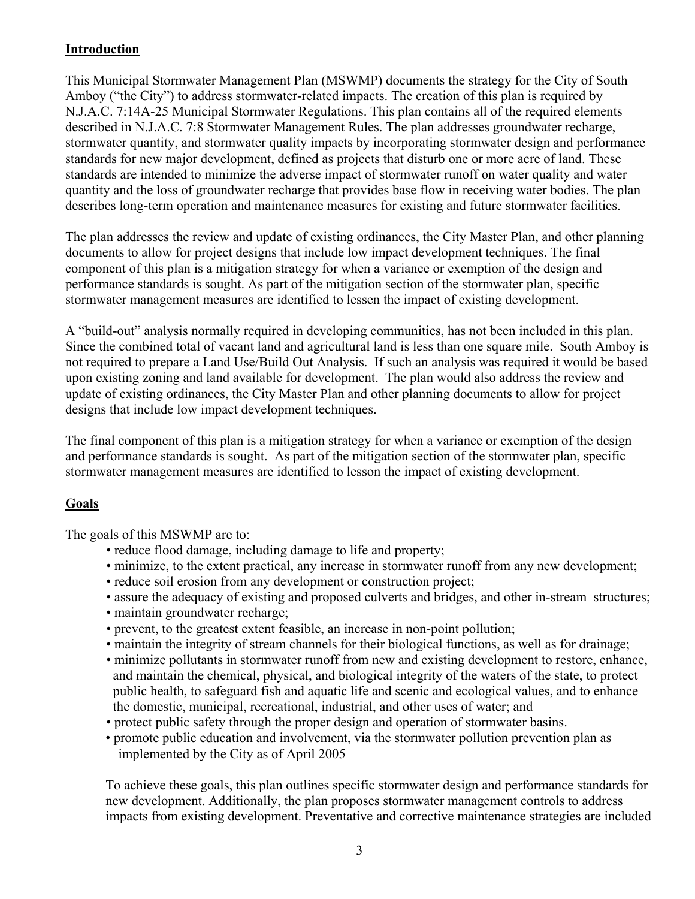## Introduction

This Municipal Stormwater Management Plan (MSWMP) documents the strategy for the City of South Amboy ("the City") to address stormwater-related impacts. The creation of this plan is required by N.J.A.C. 7:14A-25 Municipal Stormwater Regulations. This plan contains all of the required elements described in N.J.A.C. 7:8 Stormwater Management Rules. The plan addresses groundwater recharge, stormwater quantity, and stormwater quality impacts by incorporating stormwater design and performance standards for new major development, defined as projects that disturb one or more acre of land. These standards are intended to minimize the adverse impact of stormwater runoff on water quality and water quantity and the loss of groundwater recharge that provides base flow in receiving water bodies. The plan describes long-term operation and maintenance measures for existing and future stormwater facilities.

The plan addresses the review and update of existing ordinances, the City Master Plan, and other planning documents to allow for project designs that include low impact development techniques. The final component of this plan is a mitigation strategy for when a variance or exemption of the design and performance standards is sought. As part of the mitigation section of the stormwater plan, specific stormwater management measures are identified to lessen the impact of existing development.

A "build-out" analysis normally required in developing communities, has not been included in this plan. Since the combined total of vacant land and agricultural land is less than one square mile. South Amboy is not required to prepare a Land Use/Build Out Analysis. If such an analysis was required it would be based upon existing zoning and land available for development. The plan would also address the review and update of existing ordinances, the City Master Plan and other planning documents to allow for project designs that include low impact development techniques.

The final component of this plan is a mitigation strategy for when a variance or exemption of the design and performance standards is sought. As part of the mitigation section of the stormwater plan, specific stormwater management measures are identified to lesson the impact of existing development.

## Goals

The goals of this MSWMP are to:

- reduce flood damage, including damage to life and property;
- minimize, to the extent practical, any increase in stormwater runoff from any new development;
- reduce soil erosion from any development or construction project;
- assure the adequacy of existing and proposed culverts and bridges, and other in-stream structures;
- maintain groundwater recharge;
- prevent, to the greatest extent feasible, an increase in non-point pollution;
- maintain the integrity of stream channels for their biological functions, as well as for drainage;
- minimize pollutants in stormwater runoff from new and existing development to restore, enhance, and maintain the chemical, physical, and biological integrity of the waters of the state, to protect public health, to safeguard fish and aquatic life and scenic and ecological values, and to enhance the domestic, municipal, recreational, industrial, and other uses of water; and
- protect public safety through the proper design and operation of stormwater basins.
- promote public education and involvement, via the stormwater pollution prevention plan as implemented by the City as of April 2005

To achieve these goals, this plan outlines specific stormwater design and performance standards for new development. Additionally, the plan proposes stormwater management controls to address impacts from existing development. Preventative and corrective maintenance strategies are included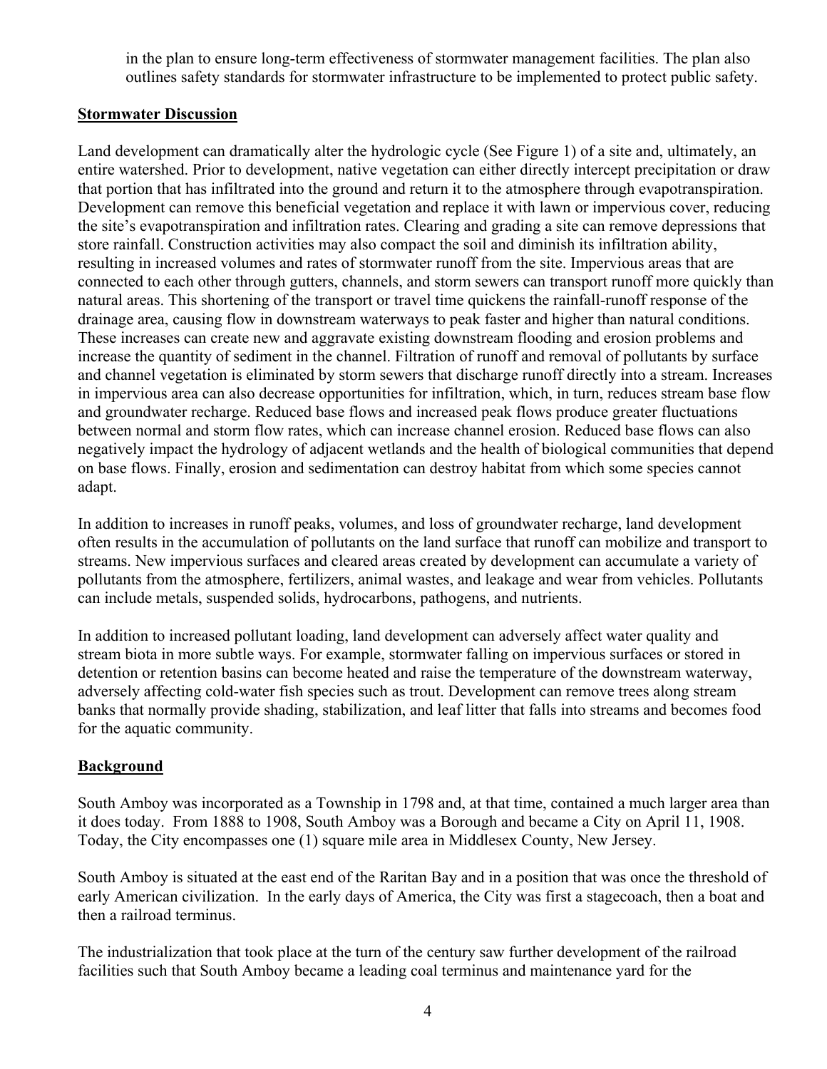in the plan to ensure long-term effectiveness of stormwater management facilities. The plan also outlines safety standards for stormwater infrastructure to be implemented to protect public safety.

## Stormwater Discussion

Land development can dramatically alter the hydrologic cycle (See Figure 1) of a site and, ultimately, an entire watershed. Prior to development, native vegetation can either directly intercept precipitation or draw that portion that has infiltrated into the ground and return it to the atmosphere through evapotranspiration. Development can remove this beneficial vegetation and replace it with lawn or impervious cover, reducing the site's evapotranspiration and infiltration rates. Clearing and grading a site can remove depressions that store rainfall. Construction activities may also compact the soil and diminish its infiltration ability, resulting in increased volumes and rates of stormwater runoff from the site. Impervious areas that are connected to each other through gutters, channels, and storm sewers can transport runoff more quickly than natural areas. This shortening of the transport or travel time quickens the rainfall-runoff response of the drainage area, causing flow in downstream waterways to peak faster and higher than natural conditions. These increases can create new and aggravate existing downstream flooding and erosion problems and increase the quantity of sediment in the channel. Filtration of runoff and removal of pollutants by surface and channel vegetation is eliminated by storm sewers that discharge runoff directly into a stream. Increases in impervious area can also decrease opportunities for infiltration, which, in turn, reduces stream base flow and groundwater recharge. Reduced base flows and increased peak flows produce greater fluctuations between normal and storm flow rates, which can increase channel erosion. Reduced base flows can also negatively impact the hydrology of adjacent wetlands and the health of biological communities that depend on base flows. Finally, erosion and sedimentation can destroy habitat from which some species cannot adapt.

In addition to increases in runoff peaks, volumes, and loss of groundwater recharge, land development often results in the accumulation of pollutants on the land surface that runoff can mobilize and transport to streams. New impervious surfaces and cleared areas created by development can accumulate a variety of pollutants from the atmosphere, fertilizers, animal wastes, and leakage and wear from vehicles. Pollutants can include metals, suspended solids, hydrocarbons, pathogens, and nutrients.

In addition to increased pollutant loading, land development can adversely affect water quality and stream biota in more subtle ways. For example, stormwater falling on impervious surfaces or stored in detention or retention basins can become heated and raise the temperature of the downstream waterway, adversely affecting cold-water fish species such as trout. Development can remove trees along stream banks that normally provide shading, stabilization, and leaf litter that falls into streams and becomes food for the aquatic community.

## Background

South Amboy was incorporated as a Township in 1798 and, at that time, contained a much larger area than it does today. From 1888 to 1908, South Amboy was a Borough and became a City on April 11, 1908. Today, the City encompasses one (1) square mile area in Middlesex County, New Jersey.

South Amboy is situated at the east end of the Raritan Bay and in a position that was once the threshold of early American civilization. In the early days of America, the City was first a stagecoach, then a boat and then a railroad terminus.

The industrialization that took place at the turn of the century saw further development of the railroad facilities such that South Amboy became a leading coal terminus and maintenance yard for the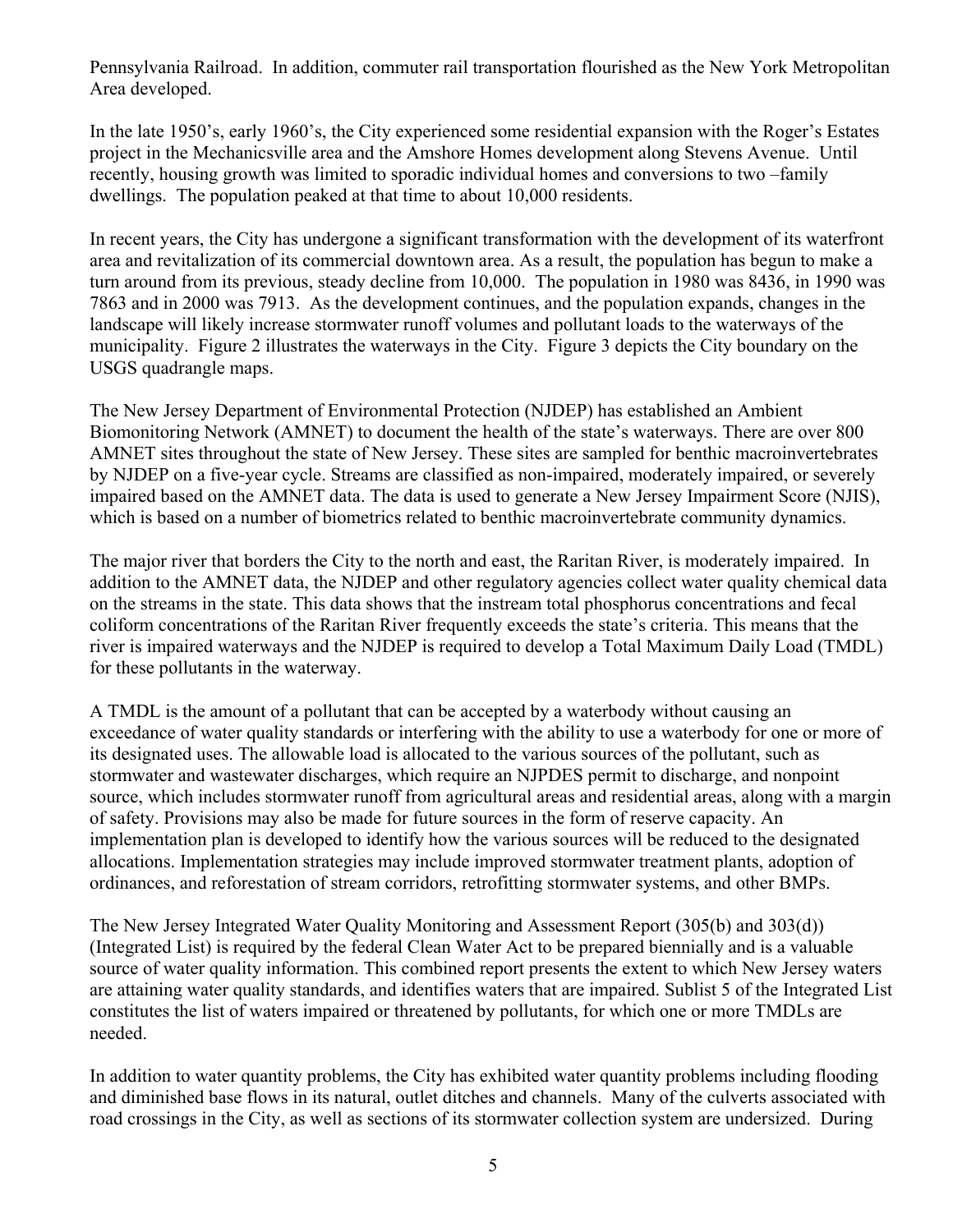Pennsylvania Railroad. In addition, commuter rail transportation flourished as the New York Metropolitan Area developed.

In the late 1950's, early 1960's, the City experienced some residential expansion with the Roger's Estates project in the Mechanicsville area and the Amshore Homes development along Stevens Avenue. Until recently, housing growth was limited to sporadic individual homes and conversions to two –family dwellings. The population peaked at that time to about 10,000 residents.

In recent years, the City has undergone a significant transformation with the development of its waterfront area and revitalization of its commercial downtown area. As a result, the population has begun to make a turn around from its previous, steady decline from 10,000. The population in 1980 was 8436, in 1990 was 7863 and in 2000 was 7913. As the development continues, and the population expands, changes in the landscape will likely increase stormwater runoff volumes and pollutant loads to the waterways of the municipality. Figure 2 illustrates the waterways in the City. Figure 3 depicts the City boundary on the USGS quadrangle maps.

The New Jersey Department of Environmental Protection (NJDEP) has established an Ambient Biomonitoring Network (AMNET) to document the health of the state's waterways. There are over 800 AMNET sites throughout the state of New Jersey. These sites are sampled for benthic macroinvertebrates by NJDEP on a five-year cycle. Streams are classified as non-impaired, moderately impaired, or severely impaired based on the AMNET data. The data is used to generate a New Jersey Impairment Score (NJIS), which is based on a number of biometrics related to benthic macroinvertebrate community dynamics.

The major river that borders the City to the north and east, the Raritan River, is moderately impaired. In addition to the AMNET data, the NJDEP and other regulatory agencies collect water quality chemical data on the streams in the state. This data shows that the instream total phosphorus concentrations and fecal coliform concentrations of the Raritan River frequently exceeds the state's criteria. This means that the river is impaired waterways and the NJDEP is required to develop a Total Maximum Daily Load (TMDL) for these pollutants in the waterway.

A TMDL is the amount of a pollutant that can be accepted by a waterbody without causing an exceedance of water quality standards or interfering with the ability to use a waterbody for one or more of its designated uses. The allowable load is allocated to the various sources of the pollutant, such as stormwater and wastewater discharges, which require an NJPDES permit to discharge, and nonpoint source, which includes stormwater runoff from agricultural areas and residential areas, along with a margin of safety. Provisions may also be made for future sources in the form of reserve capacity. An implementation plan is developed to identify how the various sources will be reduced to the designated allocations. Implementation strategies may include improved stormwater treatment plants, adoption of ordinances, and reforestation of stream corridors, retrofitting stormwater systems, and other BMPs.

The New Jersey Integrated Water Quality Monitoring and Assessment Report (305(b) and 303(d)) (Integrated List) is required by the federal Clean Water Act to be prepared biennially and is a valuable source of water quality information. This combined report presents the extent to which New Jersey waters are attaining water quality standards, and identifies waters that are impaired. Sublist 5 of the Integrated List constitutes the list of waters impaired or threatened by pollutants, for which one or more TMDLs are needed.

In addition to water quantity problems, the City has exhibited water quantity problems including flooding and diminished base flows in its natural, outlet ditches and channels. Many of the culverts associated with road crossings in the City, as well as sections of its stormwater collection system are undersized. During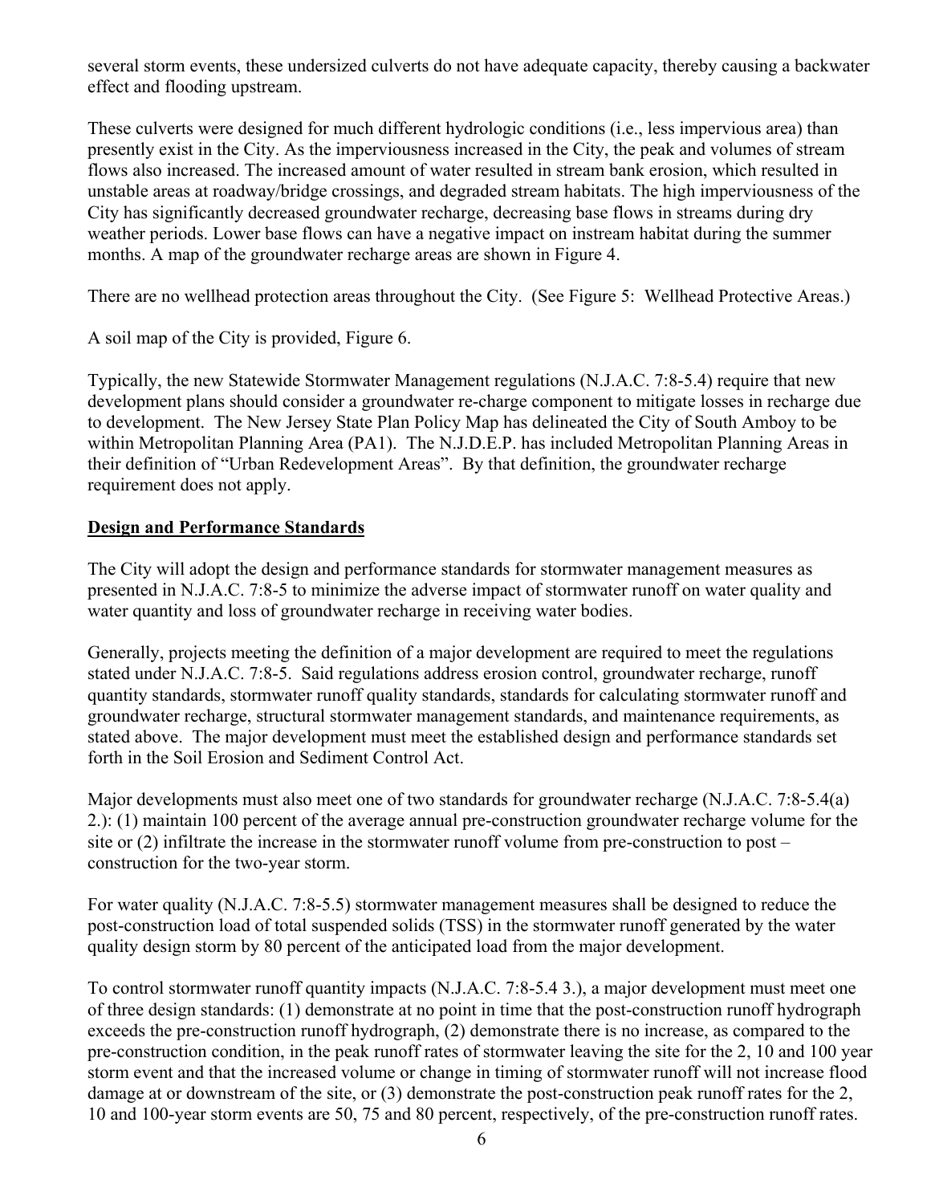several storm events, these undersized culverts do not have adequate capacity, thereby causing a backwater effect and flooding upstream.

These culverts were designed for much different hydrologic conditions (i.e., less impervious area) than presently exist in the City. As the imperviousness increased in the City, the peak and volumes of stream flows also increased. The increased amount of water resulted in stream bank erosion, which resulted in unstable areas at roadway/bridge crossings, and degraded stream habitats. The high imperviousness of the City has significantly decreased groundwater recharge, decreasing base flows in streams during dry weather periods. Lower base flows can have a negative impact on instream habitat during the summer months. A map of the groundwater recharge areas are shown in Figure 4.

There are no wellhead protection areas throughout the City. (See Figure 5: Wellhead Protective Areas.)

A soil map of the City is provided, Figure 6.

Typically, the new Statewide Stormwater Management regulations (N.J.A.C. 7:8-5.4) require that new development plans should consider a groundwater re-charge component to mitigate losses in recharge due to development. The New Jersey State Plan Policy Map has delineated the City of South Amboy to be within Metropolitan Planning Area (PA1). The N.J.D.E.P. has included Metropolitan Planning Areas in their definition of "Urban Redevelopment Areas". By that definition, the groundwater recharge requirement does not apply.

## Design and Performance Standards

The City will adopt the design and performance standards for stormwater management measures as presented in N.J.A.C. 7:8-5 to minimize the adverse impact of stormwater runoff on water quality and water quantity and loss of groundwater recharge in receiving water bodies.

Generally, projects meeting the definition of a major development are required to meet the regulations stated under N.J.A.C. 7:8-5. Said regulations address erosion control, groundwater recharge, runoff quantity standards, stormwater runoff quality standards, standards for calculating stormwater runoff and groundwater recharge, structural stormwater management standards, and maintenance requirements, as stated above. The major development must meet the established design and performance standards set forth in the Soil Erosion and Sediment Control Act.

Major developments must also meet one of two standards for groundwater recharge (N.J.A.C. 7:8-5.4(a) 2.): (1) maintain 100 percent of the average annual pre-construction groundwater recharge volume for the site or (2) infiltrate the increase in the stormwater runoff volume from pre-construction to post – construction for the two-year storm.

For water quality (N.J.A.C. 7:8-5.5) stormwater management measures shall be designed to reduce the post-construction load of total suspended solids (TSS) in the stormwater runoff generated by the water quality design storm by 80 percent of the anticipated load from the major development.

To control stormwater runoff quantity impacts (N.J.A.C. 7:8-5.4 3.), a major development must meet one of three design standards: (1) demonstrate at no point in time that the post-construction runoff hydrograph exceeds the pre-construction runoff hydrograph, (2) demonstrate there is no increase, as compared to the pre-construction condition, in the peak runoff rates of stormwater leaving the site for the 2, 10 and 100 year storm event and that the increased volume or change in timing of stormwater runoff will not increase flood damage at or downstream of the site, or (3) demonstrate the post-construction peak runoff rates for the 2, 10 and 100-year storm events are 50, 75 and 80 percent, respectively, of the pre-construction runoff rates.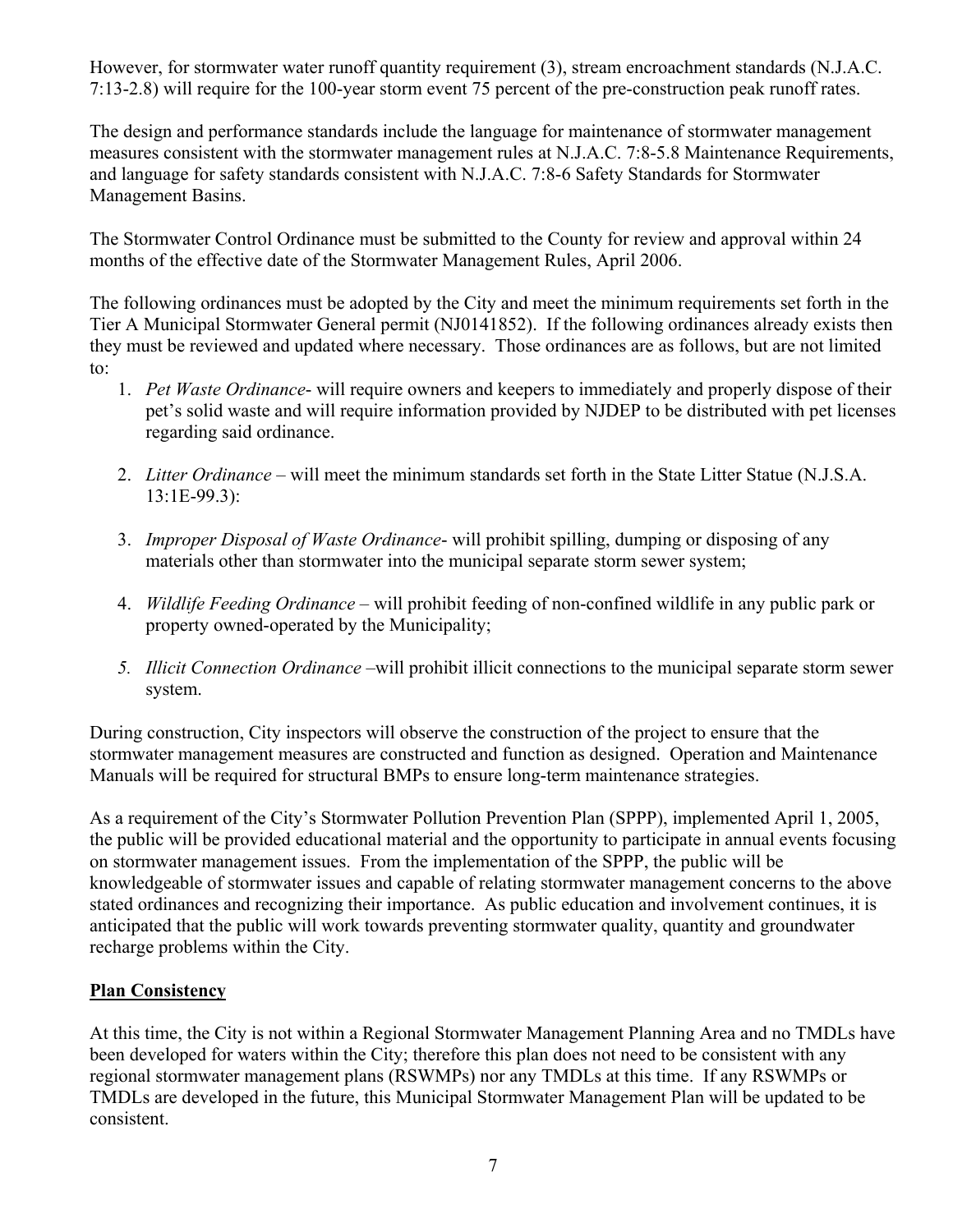However, for stormwater water runoff quantity requirement (3), stream encroachment standards (N.J.A.C. 7:13-2.8) will require for the 100-year storm event 75 percent of the pre-construction peak runoff rates.

The design and performance standards include the language for maintenance of stormwater management measures consistent with the stormwater management rules at N.J.A.C. 7:8-5.8 Maintenance Requirements, and language for safety standards consistent with N.J.A.C. 7:8-6 Safety Standards for Stormwater Management Basins.

The Stormwater Control Ordinance must be submitted to the County for review and approval within 24 months of the effective date of the Stormwater Management Rules, April 2006.

The following ordinances must be adopted by the City and meet the minimum requirements set forth in the Tier A Municipal Stormwater General permit (NJ0141852). If the following ordinances already exists then they must be reviewed and updated where necessary. Those ordinances are as follows, but are not limited to:

1. *Pet Waste Ordinance*- will require owners and keepers to immediately and properly dispose of their pet's solid waste and will require information provided by NJDEP to be distributed with pet licenses regarding said ordinance.

2. *Litter Ordinance* – will meet the minimum standards set forth in the State Litter Statue (N.J.S.A. 13:1E-99.3):

3. *Improper Disposal of Waste Ordinance*- will prohibit spilling, dumping or disposing of any materials other than stormwater into the municipal separate storm sewer system;

4. *Wildlife Feeding Ordinance* – will prohibit feeding of non-confined wildlife in any public park or property owned-operated by the Municipality;

5. *Illicit Connection Ordinance* –will prohibit illicit connections to the municipal separate storm sewer system.

During construction, City inspectors will observe the construction of the project to ensure that the stormwater management measures are constructed and function as designed. Operation and Maintenance Manuals will be required for structural BMPs to ensure long-term maintenance strategies.

As a requirement of the City's Stormwater Pollution Prevention Plan (SPPP), implemented April 1, 2005, the public will be provided educational material and the opportunity to participate in annual events focusing on stormwater management issues. From the implementation of the SPPP, the public will be knowledgeable of stormwater issues and capable of relating stormwater management concerns to the above stated ordinances and recognizing their importance. As public education and involvement continues, it is anticipated that the public will work towards preventing stormwater quality, quantity and groundwater recharge problems within the City.

**Plan Consistency**

At this time, the City is not within a Regional Stormwater Management Planning Area and no TMDLs have been developed for waters within the City; therefore this plan does not need to be consistent with any regional stormwater management plans (RSWMPs) nor any TMDLs at this time. If any RSWMPs or TMDLs are developed in the future, this Municipal Stormwater Management Plan will be updated to be consistent.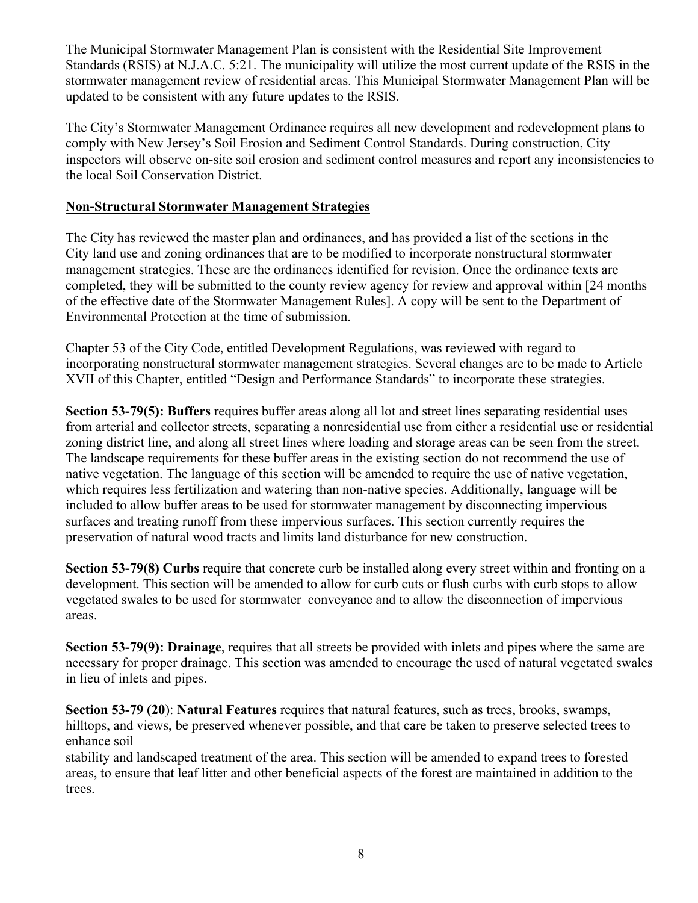The Municipal Stormwater Management Plan is consistent with the Residential Site Improvement Standards (RSIS) at N.J.A.C. 5:21. The municipality will utilize the most current update of the RSIS in the stormwater management review of residential areas. This Municipal Stormwater Management Plan will be updated to be consistent with any future updates to the RSIS.

The City's Stormwater Management Ordinance requires all new development and redevelopment plans to comply with New Jersey's Soil Erosion and Sediment Control Standards. During construction, City inspectors will observe on-site soil erosion and sediment control measures and report any inconsistencies to the local Soil Conservation District.

## Non-Structural Stormwater Management Strategies

The City has reviewed the master plan and ordinances, and has provided a list of the sections in the City land use and zoning ordinances that are to be modified to incorporate nonstructural stormwater management strategies. These are the ordinances identified for revision. Once the ordinance texts are completed, they will be submitted to the county review agency for review and approval within [24 months of the effective date of the Stormwater Management Rules]. A copy will be sent to the Department of Environmental Protection at the time of submission.

Chapter 53 of the City Code, entitled Development Regulations, was reviewed with regard to incorporating nonstructural stormwater management strategies. Several changes are to be made to Article XVII of this Chapter, entitled "Design and Performance Standards" to incorporate these strategies.

**Section 53-79(5): Buffers** requires buffer areas along all lot and street lines separating residential uses from arterial and collector streets, separating a nonresidential use from either a residential use or residential zoning district line, and along all street lines where loading and storage areas can be seen from the street. The landscape requirements for these buffer areas in the existing section do not recommend the use of native vegetation. The language of this section will be amended to require the use of native vegetation, which requires less fertilization and watering than non-native species. Additionally, language will be included to allow buffer areas to be used for stormwater management by disconnecting impervious surfaces and treating runoff from these impervious surfaces. This section currently requires the preservation of natural wood tracts and limits land disturbance for new construction.

**Section 53-79(8) Curbs** require that concrete curb be installed along every street within and fronting on a development. This section will be amended to allow for curb cuts or flush curbs with curb stops to allow vegetated swales to be used for stormwater conveyance and to allow the disconnection of impervious areas.

**Section 53-79(9): Drainage**, requires that all streets be provided with inlets and pipes where the same are necessary for proper drainage. This section was amended to encourage the used of natural vegetated swales in lieu of inlets and pipes.

**Section 53-79 (20)**: **Natural Features** requires that natural features, such as trees, brooks, swamps, hilltops, and views, be preserved whenever possible, and that care be taken to preserve selected trees to enhance soil stability and landscaped treatment of the area. This section will be amended to expand trees to forested areas, to ensure that leaf litter and other beneficial aspects of the forest are maintained in addition to the trees.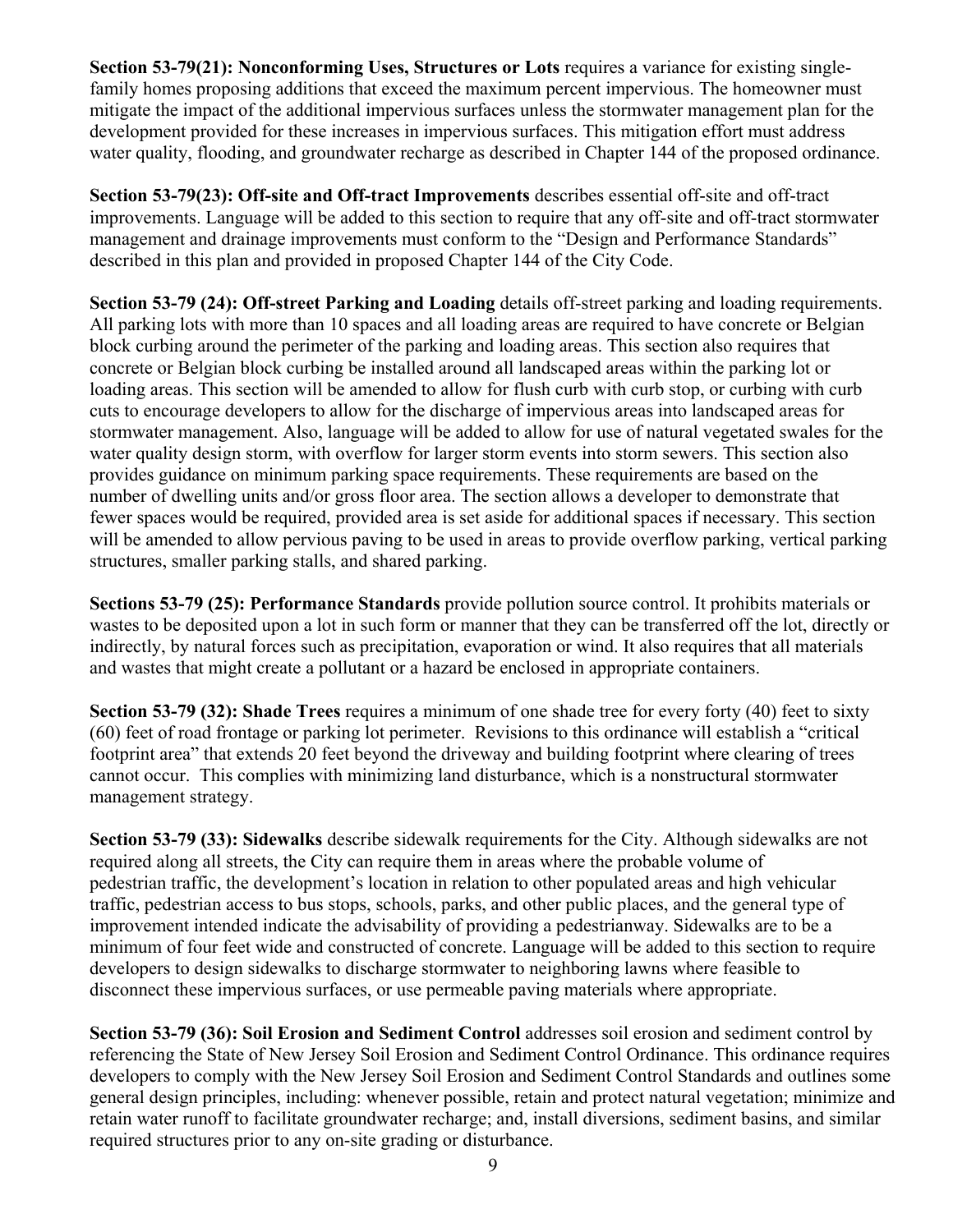**Section 53-79(21): Nonconforming Uses, Structures or Lots** requires a variance for existing single-family homes proposing additions that exceed the maximum percent impervious. The homeowner must mitigate the impact of the additional impervious surfaces unless the stormwater management plan for the development provided for these increases in impervious surfaces. This mitigation effort must address water quality, flooding, and groundwater recharge as described in Chapter 144 of the proposed ordinance.

**Section 53-79(23): Off-site and Off-tract Improvements** describes essential off-site and off-tract improvements. Language will be added to this section to require that any off-site and off-tract stormwater management and drainage improvements must conform to the "Design and Performance Standards" described in this plan and provided in proposed Chapter 144 of the City Code.

**Section 53-79 (24): Off-street Parking and Loading** details off-street parking and loading requirements. All parking lots with more than 10 spaces and all loading areas are required to have concrete or Belgian block curbing around the perimeter of the parking and loading areas. This section also requires that concrete or Belgian block curbing be installed around all landscaped areas within the parking lot or loading areas. This section will be amended to allow for flush curb with curb stop, or curbing with curb cuts to encourage developers to allow for the discharge of impervious areas into landscaped areas for stormwater management. Also, language will be added to allow for use of natural vegetated swales for the water quality design storm, with overflow for larger storm events into storm sewers. This section also provides guidance on minimum parking space requirements. These requirements are based on the number of dwelling units and/or gross floor area. The section allows a developer to demonstrate that fewer spaces would be required, provided area is set aside for additional spaces if necessary. This section will be amended to allow pervious paving to be used in areas to provide overflow parking, vertical parking structures, smaller parking stalls, and shared parking.

**Sections 53-79 (25): Performance Standards** provide pollution source control. It prohibits materials or wastes to be deposited upon a lot in such form or manner that they can be transferred off the lot, directly or indirectly, by natural forces such as precipitation, evaporation or wind. It also requires that all materials and wastes that might create a pollutant or a hazard be enclosed in appropriate containers.

**Section 53-79 (32): Shade Trees** requires a minimum of one shade tree for every forty (40) feet to sixty (60) feet of road frontage or parking lot perimeter. Revisions to this ordinance will establish a "critical footprint area" that extends 20 feet beyond the driveway and building footprint where clearing of trees cannot occur. This complies with minimizing land disturbance, which is a nonstructural stormwater management strategy.

**Section 53-79 (33): Sidewalks** describe sidewalk requirements for the City. Although sidewalks are not required along all streets, the City can require them in areas where the probable volume of pedestrian traffic, the development's location in relation to other populated areas and high vehicular traffic, pedestrian access to bus stops, schools, parks, and other public places, and the general type of improvement intended indicate the advisability of providing a pedestrianway. Sidewalks are to be a minimum of four feet wide and constructed of concrete. Language will be added to this section to require developers to design sidewalks to discharge stormwater to neighboring lawns where feasible to disconnect these impervious surfaces, or use permeable paving materials where appropriate.

**Section 53-79 (36): Soil Erosion and Sediment Control** addresses soil erosion and sediment control by referencing the State of New Jersey Soil Erosion and Sediment Control Ordinance. This ordinance requires developers to comply with the New Jersey Soil Erosion and Sediment Control Standards and outlines some general design principles, including: whenever possible, retain and protect natural vegetation; minimize and retain water runoff to facilitate groundwater recharge; and, install diversions, sediment basins, and similar required structures prior to any on-site grading or disturbance.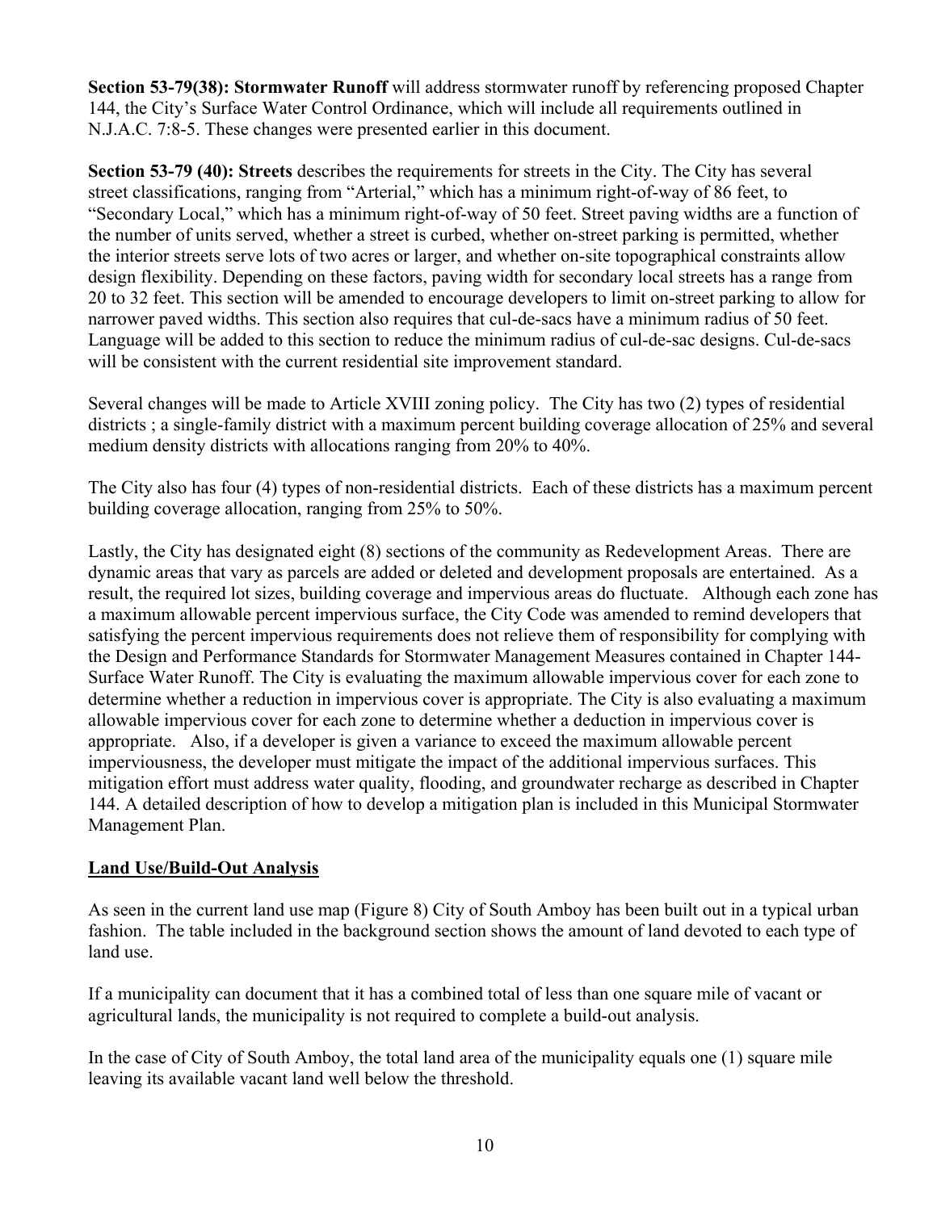**Section 53-79(38): Stormwater Runoff** will address stormwater runoff by referencing proposed Chapter 144, the City's Surface Water Control Ordinance, which will include all requirements outlined in N.J.A.C. 7:8-5. These changes were presented earlier in this document.

**Section 53-79 (40): Streets** describes the requirements for streets in the City. The City has several street classifications, ranging from "Arterial," which has a minimum right-of-way of 86 feet, to "Secondary Local," which has a minimum right-of-way of 50 feet. Street paving widths are a function of the number of units served, whether a street is curbed, whether on-street parking is permitted, whether the interior streets serve lots of two acres or larger, and whether on-site topographical constraints allow design flexibility. Depending on these factors, paving width for secondary local streets has a range from 20 to 32 feet. This section will be amended to encourage developers to limit on-street parking to allow for narrower paved widths. This section also requires that cul-de-sacs have a minimum radius of 50 feet. Language will be added to this section to reduce the minimum radius of cul-de-sac designs. Cul-de-sacs will be consistent with the current residential site improvement standard.

Several changes will be made to Article XVIII zoning policy. The City has two (2) types of residential districts ; a single-family district with a maximum percent building coverage allocation of 25% and several medium density districts with allocations ranging from 20% to 40%.

The City also has four (4) types of non-residential districts. Each of these districts has a maximum percent building coverage allocation, ranging from 25% to 50%.

Lastly, the City has designated eight (8) sections of the community as Redevelopment Areas. There are dynamic areas that vary as parcels are added or deleted and development proposals are entertained. As a result, the required lot sizes, building coverage and impervious areas do fluctuate. Although each zone has a maximum allowable percent impervious surface, the City Code was amended to remind developers that satisfying the percent impervious requirements does not relieve them of responsibility for complying with the Design and Performance Standards for Stormwater Management Measures contained in Chapter 144-Surface Water Runoff. The City is evaluating the maximum allowable impervious cover for each zone to determine whether a reduction in impervious cover is appropriate. The City is also evaluating a maximum allowable impervious cover for each zone to determine whether a deduction in impervious cover is appropriate. Also, if a developer is given a variance to exceed the maximum allowable percent imperviousness, the developer must mitigate the impact of the additional impervious surfaces. This mitigation effort must address water quality, flooding, and groundwater recharge as described in Chapter 144. A detailed description of how to develop a mitigation plan is included in this Municipal Stormwater Management Plan.

## Land Use/Build-Out Analysis

As seen in the current land use map (Figure 8) City of South Amboy has been built out in a typical urban fashion. The table included in the background section shows the amount of land devoted to each type of land use.

If a municipality can document that it has a combined total of less than one square mile of vacant or agricultural lands, the municipality is not required to complete a build-out analysis.

In the case of City of South Amboy, the total land area of the municipality equals one (1) square mile leaving its available vacant land well below the threshold.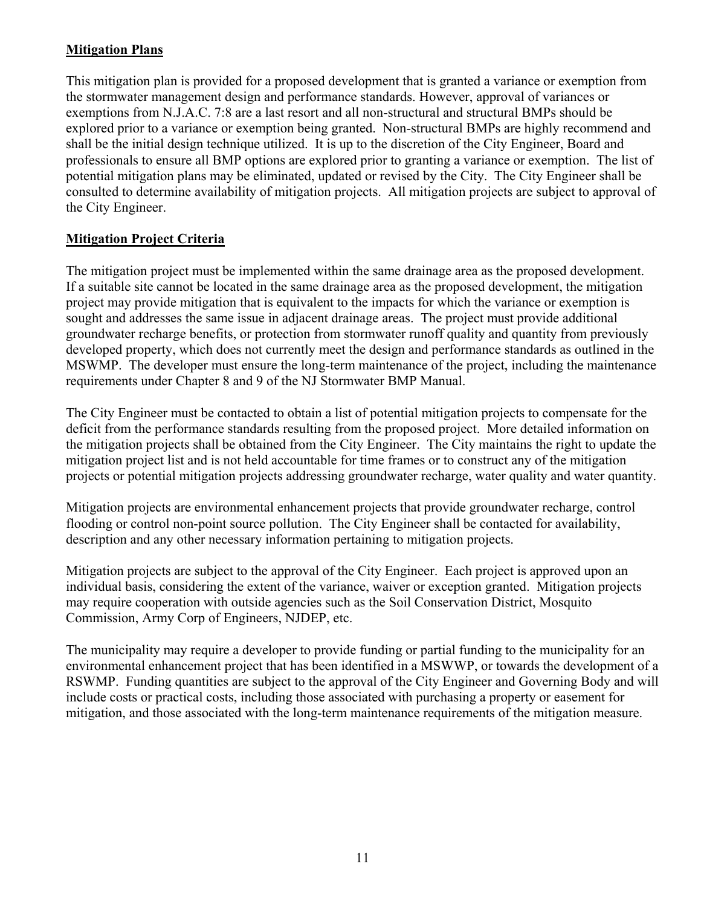## Mitigation Plans

This mitigation plan is provided for a proposed development that is granted a variance or exemption from the stormwater management design and performance standards. However, approval of variances or exemptions from N.J.A.C. 7:8 are a last resort and all non-structural and structural BMPs should be explored prior to a variance or exemption being granted. Non-structural BMPs are highly recommend and shall be the initial design technique utilized. It is up to the discretion of the City Engineer, Board and professionals to ensure all BMP options are explored prior to granting a variance or exemption. The list of potential mitigation plans may be eliminated, updated or revised by the City. The City Engineer shall be consulted to determine availability of mitigation projects. All mitigation projects are subject to approval of the City Engineer.

## Mitigation Project Criteria

The mitigation project must be implemented within the same drainage area as the proposed development. If a suitable site cannot be located in the same drainage area as the proposed development, the mitigation project may provide mitigation that is equivalent to the impacts for which the variance or exemption is sought and addresses the same issue in adjacent drainage areas. The project must provide additional groundwater recharge benefits, or protection from stormwater runoff quality and quantity from previously developed property, which does not currently meet the design and performance standards as outlined in the MSWMP. The developer must ensure the long-term maintenance of the project, including the maintenance requirements under Chapter 8 and 9 of the NJ Stormwater BMP Manual.

The City Engineer must be contacted to obtain a list of potential mitigation projects to compensate for the deficit from the performance standards resulting from the proposed project. More detailed information on the mitigation projects shall be obtained from the City Engineer. The City maintains the right to update the mitigation project list and is not held accountable for time frames or to construct any of the mitigation projects or potential mitigation projects addressing groundwater recharge, water quality and water quantity.

Mitigation projects are environmental enhancement projects that provide groundwater recharge, control flooding or control non-point source pollution. The City Engineer shall be contacted for availability, description and any other necessary information pertaining to mitigation projects.

Mitigation projects are subject to the approval of the City Engineer. Each project is approved upon an individual basis, considering the extent of the variance, waiver or exception granted. Mitigation projects may require cooperation with outside agencies such as the Soil Conservation District, Mosquito Commission, Army Corp of Engineers, NJDEP, etc.

The municipality may require a developer to provide funding or partial funding to the municipality for an environmental enhancement project that has been identified in a MSWWP, or towards the development of a RSWMP. Funding quantities are subject to the approval of the City Engineer and Governing Body and will include costs or practical costs, including those associated with purchasing a property or easement for mitigation, and those associated with the long-term maintenance requirements of the mitigation measure.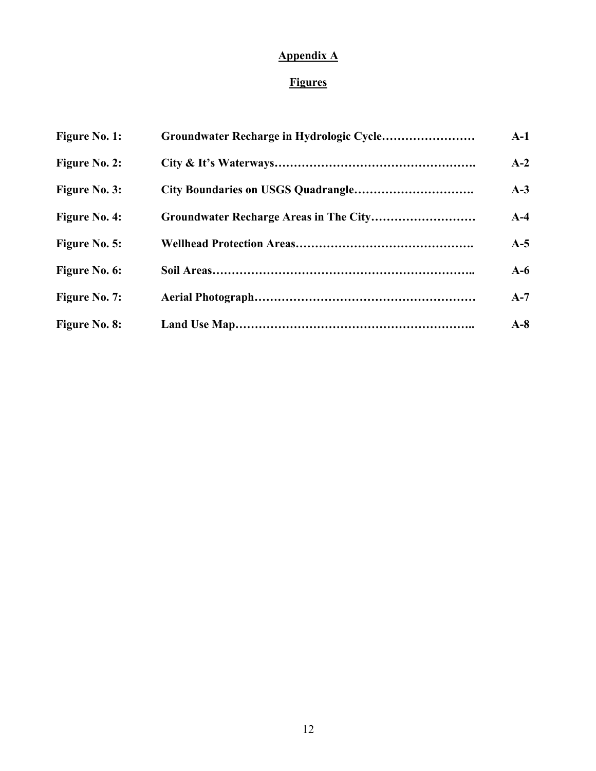# Appendix A

## Figures

| | | |
|---|---|---|
| **Figure No. 1:** | **Groundwater Recharge in Hydrologic Cycle……………………** | **A-1** |
| **Figure No. 2:** | **City & It's Waterways…………………………………………….** | **A-2** |
| **Figure No. 3:** | **City Boundaries on USGS Quadrangle………………………….** | **A-3** |
| **Figure No. 4:** | **Groundwater Recharge Areas in The City………………………** | **A-4** |
| **Figure No. 5:** | **Wellhead Protection Areas……………………………………….** | **A-5** |
| **Figure No. 6:** | **Soil Areas…………………………………………………………..** | **A-6** |
| **Figure No. 7:** | **Aerial Photograph…………………………………………………** | **A-7** |
| **Figure No. 8:** | **Land Use Map……………………………………………………..** | **A-8** |